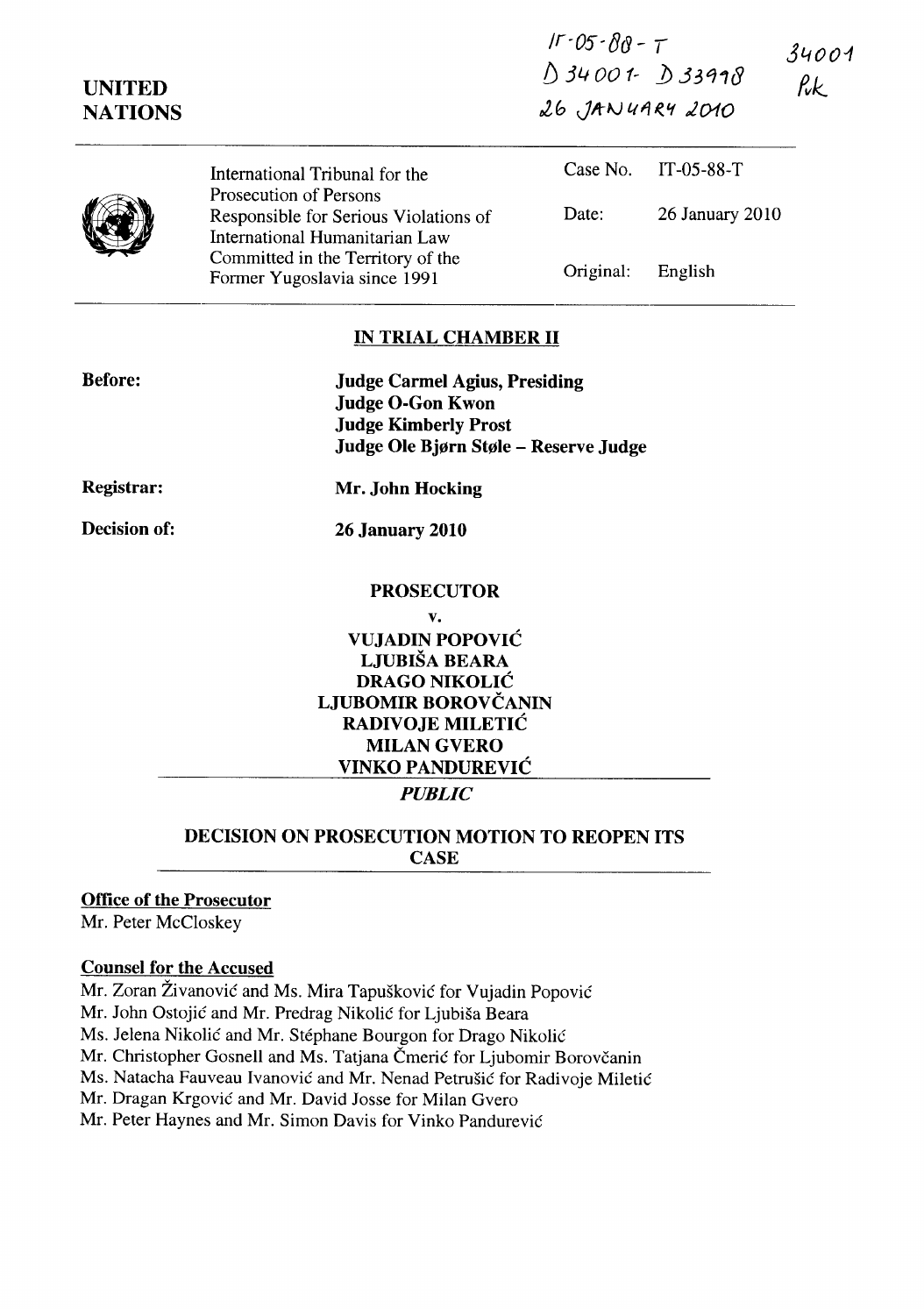IT-05-88-T
D 34001 - D 33998
26 JANUARY 2010

34001
RK

**UNITED NATIONS**

International Tribunal for the Prosecution of Persons Responsible for Serious Violations of International Humanitarian Law Committed in the Territory of the Former Yugoslavia since 1991

| | |
|---|---|
| Case No. | IT-05-88-T |
| Date: | 26 January 2010 |
| Original: | English |

## IN TRIAL CHAMBER II

**Before:**
**Judge Carmel Agius, Presiding**
**Judge O-Gon Kwon**
**Judge Kimberly Prost**
**Judge Ole Bjørn Støle – Reserve Judge**

**Registrar:** **Mr. John Hocking**

**Decision of:** **26 January 2010**

**PROSECUTOR**

**v.**

**VUJADIN POPOVIĆ**
**LJUBIŠA BEARA**
**DRAGO NIKOLIĆ**
**LJUBOMIR BOROVČANIN**
**RADIVOJE MILETIĆ**
**MILAN GVERO**
**VINKO PANDUREVIĆ**

***PUBLIC***

## DECISION ON PROSECUTION MOTION TO REOPEN ITS CASE

**Office of the Prosecutor**
Mr. Peter McCloskey

**Counsel for the Accused**
Mr. Zoran Živanović and Ms. Mira Tapušković for Vujadin Popović
Mr. John Ostojić and Mr. Predrag Nikolić for Ljubiša Beara
Ms. Jelena Nikolić and Mr. Stéphane Bourgon for Drago Nikolić
Mr. Christopher Gosnell and Ms. Tatjana Čmerić for Ljubomir Borovčanin
Ms. Natacha Fauveau Ivanović and Mr. Nenad Petrušić for Radivoje Miletić
Mr. Dragan Krgović and Mr. David Josse for Milan Gvero
Mr. Peter Haynes and Mr. Simon Davis for Vinko Pandurević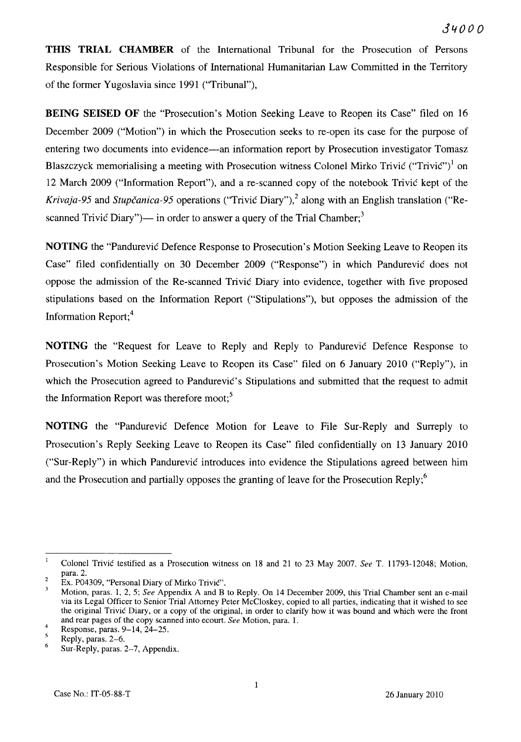**THIS TRIAL CHAMBER** of the International Tribunal for the Prosecution of Persons Responsible for Serious Violations of International Humanitarian Law Committed in the Territory of the former Yugoslavia since 1991 ("Tribunal"),

**BEING SEISED OF** the "Prosecution's Motion Seeking Leave to Reopen its Case" filed on 16 December 2009 ("Motion") in which the Prosecution seeks to re-open its case for the purpose of entering two documents into evidence—an information report by Prosecution investigator Tomasz Blaszczyck memorialising a meeting with Prosecution witness Colonel Mirko Trivić ("Trivić")[1] on 12 March 2009 ("Information Report"), and a re-scanned copy of the notebook Trivić kept of the *Krivaja-95* and *Stupčanica-95* operations ("Trivić Diary"),[2] along with an English translation ("Re-scanned Trivić Diary")— in order to answer a query of the Trial Chamber;[3]

**NOTING** the "Pandurević Defence Response to Prosecution's Motion Seeking Leave to Reopen its Case" filed confidentially on 30 December 2009 ("Response") in which Pandurević does not oppose the admission of the Re-scanned Trivić Diary into evidence, together with five proposed stipulations based on the Information Report ("Stipulations"), but opposes the admission of the Information Report;[4]

**NOTING** the "Request for Leave to Reply and Reply to Pandurević Defence Response to Prosecution's Motion Seeking Leave to Reopen its Case" filed on 6 January 2010 ("Reply"), in which the Prosecution agreed to Pandurević's Stipulations and submitted that the request to admit the Information Report was therefore moot;[5]

**NOTING** the "Pandurević Defence Motion for Leave to File Sur-Reply and Surreply to Prosecution's Reply Seeking Leave to Reopen its Case" filed confidentially on 13 January 2010 ("Sur-Reply") in which Pandurević introduces into evidence the Stipulations agreed between him and the Prosecution and partially opposes the granting of leave for the Prosecution Reply;[6]

---

[1] Colonel Trivić testified as a Prosecution witness on 18 and 21 to 23 May 2007. *See* T. 11793-12048; Motion, para. 2.

[2] Ex. P04309, "Personal Diary of Mirko Trivić".

[3] Motion, paras. 1, 2, 5; *See* Appendix A and B to Reply. On 14 December 2009, this Trial Chamber sent an e-mail via its Legal Officer to Senior Trial Attorney Peter McCloskey, copied to all parties, indicating that it wished to see the original Trivić Diary, or a copy of the original, in order to clarify how it was bound and which were the front and rear pages of the copy scanned into ecourt. *See* Motion, para. 1.

[4] Response, paras. 9–14, 24–25.

[5] Reply, paras. 2–6.

[6] Sur-Reply, paras. 2–7, Appendix.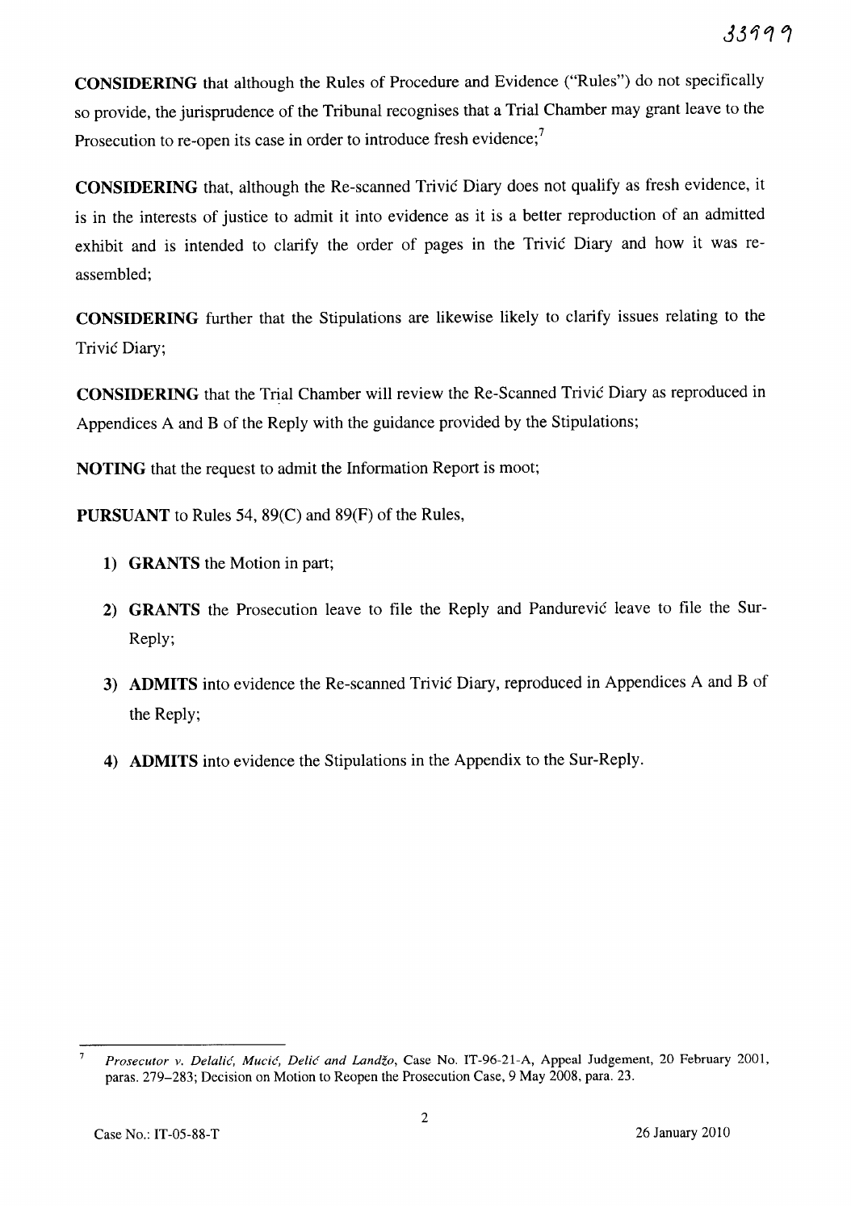**CONSIDERING** that although the Rules of Procedure and Evidence ("Rules") do not specifically so provide, the jurisprudence of the Tribunal recognises that a Trial Chamber may grant leave to the Prosecution to re-open its case in order to introduce fresh evidence;[7]

**CONSIDERING** that, although the Re-scanned Trivić Diary does not qualify as fresh evidence, it is in the interests of justice to admit it into evidence as it is a better reproduction of an admitted exhibit and is intended to clarify the order of pages in the Trivić Diary and how it was re-assembled;

**CONSIDERING** further that the Stipulations are likewise likely to clarify issues relating to the Trivić Diary;

**CONSIDERING** that the Trial Chamber will review the Re-Scanned Trivić Diary as reproduced in Appendices A and B of the Reply with the guidance provided by the Stipulations;

**NOTING** that the request to admit the Information Report is moot;

**PURSUANT** to Rules 54, 89(C) and 89(F) of the Rules,

1) **GRANTS** the Motion in part;

2) **GRANTS** the Prosecution leave to file the Reply and Pandurević leave to file the Sur-Reply;

3) **ADMITS** into evidence the Re-scanned Trivić Diary, reproduced in Appendices A and B of the Reply;

4) **ADMITS** into evidence the Stipulations in the Appendix to the Sur-Reply.

---

[7] *Prosecutor v. Delalić, Mucić, Delić and Landžo*, Case No. IT-96-21-A, Appeal Judgement, 20 February 2001, paras. 279–283; Decision on Motion to Reopen the Prosecution Case, 9 May 2008, para. 23.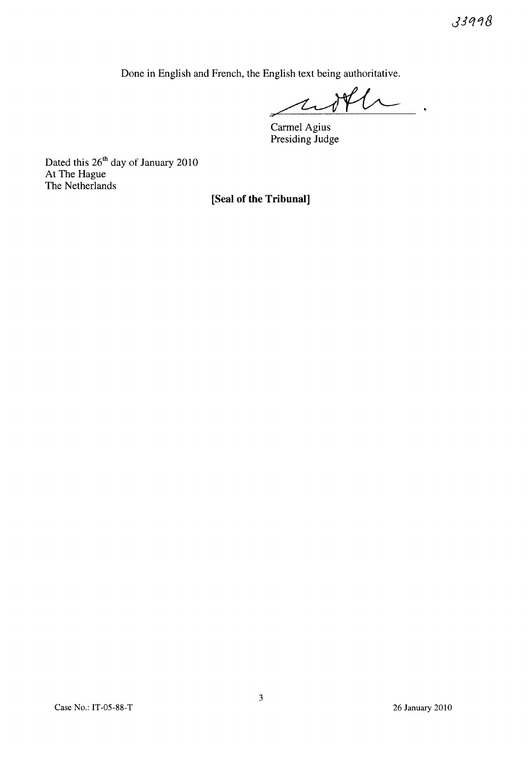Done in English and French, the English text being authoritative.

Carmel Agius
Presiding Judge

Dated this 26th day of January 2010
At The Hague
The Netherlands

**[Seal of the Tribunal]**